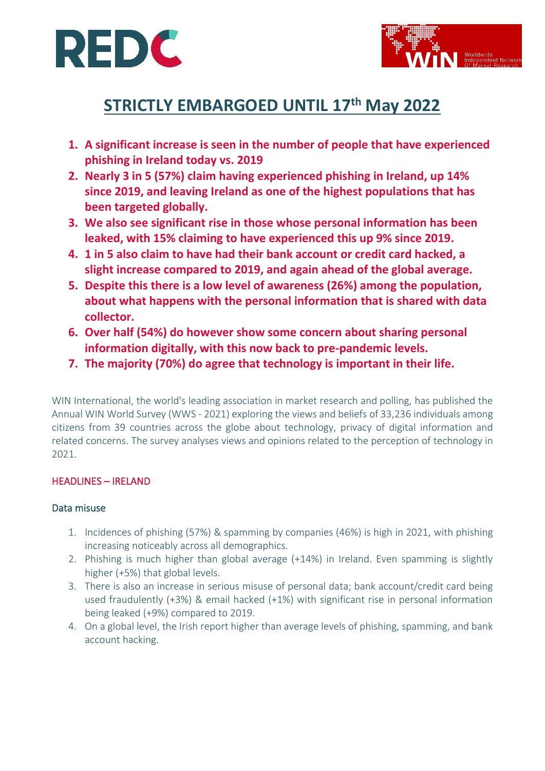# STRICTLY EMBARGOED UNTIL 17th May 2022

1. **A significant increase is seen in the number of people that have experienced phishing in Ireland today vs. 2019**
2. **Nearly 3 in 5 (57%) claim having experienced phishing in Ireland, up 14% since 2019, and leaving Ireland as one of the highest populations that has been targeted globally.**
3. **We also see significant rise in those whose personal information has been leaked, with 15% claiming to have experienced this up 9% since 2019.**
4. **1 in 5 also claim to have had their bank account or credit card hacked, a slight increase compared to 2019, and again ahead of the global average.**
5. **Despite this there is a low level of awareness (26%) among the population, about what happens with the personal information that is shared with data collector.**
6. **Over half (54%) do however show some concern about sharing personal information digitally, with this now back to pre-pandemic levels.**
7. **The majority (70%) do agree that technology is important in their life.**

WIN International, the world's leading association in market research and polling, has published the Annual WIN World Survey (WWS - 2021) exploring the views and beliefs of 33,236 individuals among citizens from 39 countries across the globe about technology, privacy of digital information and related concerns. The survey analyses views and opinions related to the perception of technology in 2021.

## HEADLINES – IRELAND

### Data misuse

1. Incidences of phishing (57%) & spamming by companies (46%) is high in 2021, with phishing increasing noticeably across all demographics.
2. Phishing is much higher than global average (+14%) in Ireland. Even spamming is slightly higher (+5%) that global levels.
3. There is also an increase in serious misuse of personal data; bank account/credit card being used fraudulently (+3%) & email hacked (+1%) with significant rise in personal information being leaked (+9%) compared to 2019.
4. On a global level, the Irish report higher than average levels of phishing, spamming, and bank account hacking.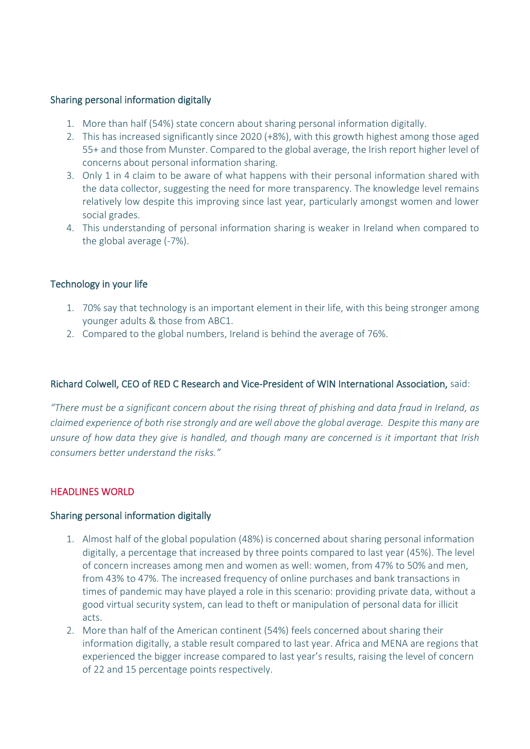### Sharing personal information digitally

1. More than half (54%) state concern about sharing personal information digitally.
2. This has increased significantly since 2020 (+8%), with this growth highest among those aged 55+ and those from Munster. Compared to the global average, the Irish report higher level of concerns about personal information sharing.
3. Only 1 in 4 claim to be aware of what happens with their personal information shared with the data collector, suggesting the need for more transparency. The knowledge level remains relatively low despite this improving since last year, particularly amongst women and lower social grades.
4. This understanding of personal information sharing is weaker in Ireland when compared to the global average (-7%).

### Technology in your life

1. 70% say that technology is an important element in their life, with this being stronger among younger adults & those from ABC1.
2. Compared to the global numbers, Ireland is behind the average of 76%.

**Richard Colwell, CEO of RED C Research and Vice-President of WIN International Association,** said:

*"There must be a significant concern about the rising threat of phishing and data fraud in Ireland, as claimed experience of both rise strongly and are well above the global average. Despite this many are unsure of how data they give is handled, and though many are concerned is it important that Irish consumers better understand the risks."*

## HEADLINES WORLD

### Sharing personal information digitally

1. Almost half of the global population (48%) is concerned about sharing personal information digitally, a percentage that increased by three points compared to last year (45%). The level of concern increases among men and women as well: women, from 47% to 50% and men, from 43% to 47%. The increased frequency of online purchases and bank transactions in times of pandemic may have played a role in this scenario: providing private data, without a good virtual security system, can lead to theft or manipulation of personal data for illicit acts.
2. More than half of the American continent (54%) feels concerned about sharing their information digitally, a stable result compared to last year. Africa and MENA are regions that experienced the bigger increase compared to last year's results, raising the level of concern of 22 and 15 percentage points respectively.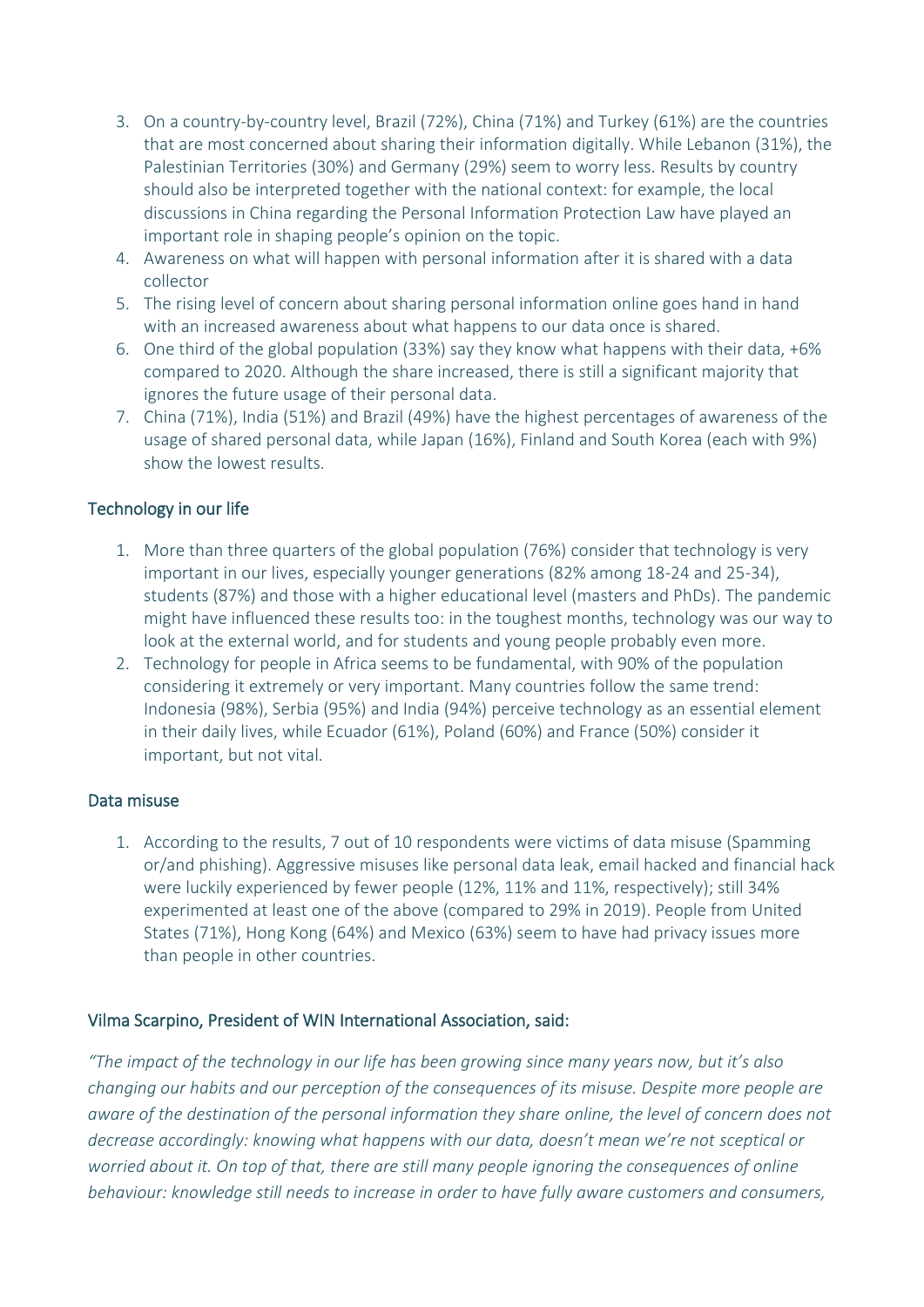3. On a country-by-country level, Brazil (72%), China (71%) and Turkey (61%) are the countries that are most concerned about sharing their information digitally. While Lebanon (31%), the Palestinian Territories (30%) and Germany (29%) seem to worry less. Results by country should also be interpreted together with the national context: for example, the local discussions in China regarding the Personal Information Protection Law have played an important role in shaping people's opinion on the topic.
4. Awareness on what will happen with personal information after it is shared with a data collector
5. The rising level of concern about sharing personal information online goes hand in hand with an increased awareness about what happens to our data once is shared.
6. One third of the global population (33%) say they know what happens with their data, +6% compared to 2020. Although the share increased, there is still a significant majority that ignores the future usage of their personal data.
7. China (71%), India (51%) and Brazil (49%) have the highest percentages of awareness of the usage of shared personal data, while Japan (16%), Finland and South Korea (each with 9%) show the lowest results.

## Technology in our life

1. More than three quarters of the global population (76%) consider that technology is very important in our lives, especially younger generations (82% among 18-24 and 25-34), students (87%) and those with a higher educational level (masters and PhDs). The pandemic might have influenced these results too: in the toughest months, technology was our way to look at the external world, and for students and young people probably even more.
2. Technology for people in Africa seems to be fundamental, with 90% of the population considering it extremely or very important. Many countries follow the same trend: Indonesia (98%), Serbia (95%) and India (94%) perceive technology as an essential element in their daily lives, while Ecuador (61%), Poland (60%) and France (50%) consider it important, but not vital.

## Data misuse

1. According to the results, 7 out of 10 respondents were victims of data misuse (Spamming or/and phishing). Aggressive misuses like personal data leak, email hacked and financial hack were luckily experienced by fewer people (12%, 11% and 11%, respectively); still 34% experimented at least one of the above (compared to 29% in 2019). People from United States (71%), Hong Kong (64%) and Mexico (63%) seem to have had privacy issues more than people in other countries.

## Vilma Scarpino, President of WIN International Association, said:

*"The impact of the technology in our life has been growing since many years now, but it's also changing our habits and our perception of the consequences of its misuse. Despite more people are aware of the destination of the personal information they share online, the level of concern does not decrease accordingly: knowing what happens with our data, doesn't mean we're not sceptical or worried about it. On top of that, there are still many people ignoring the consequences of online behaviour: knowledge still needs to increase in order to have fully aware customers and consumers,*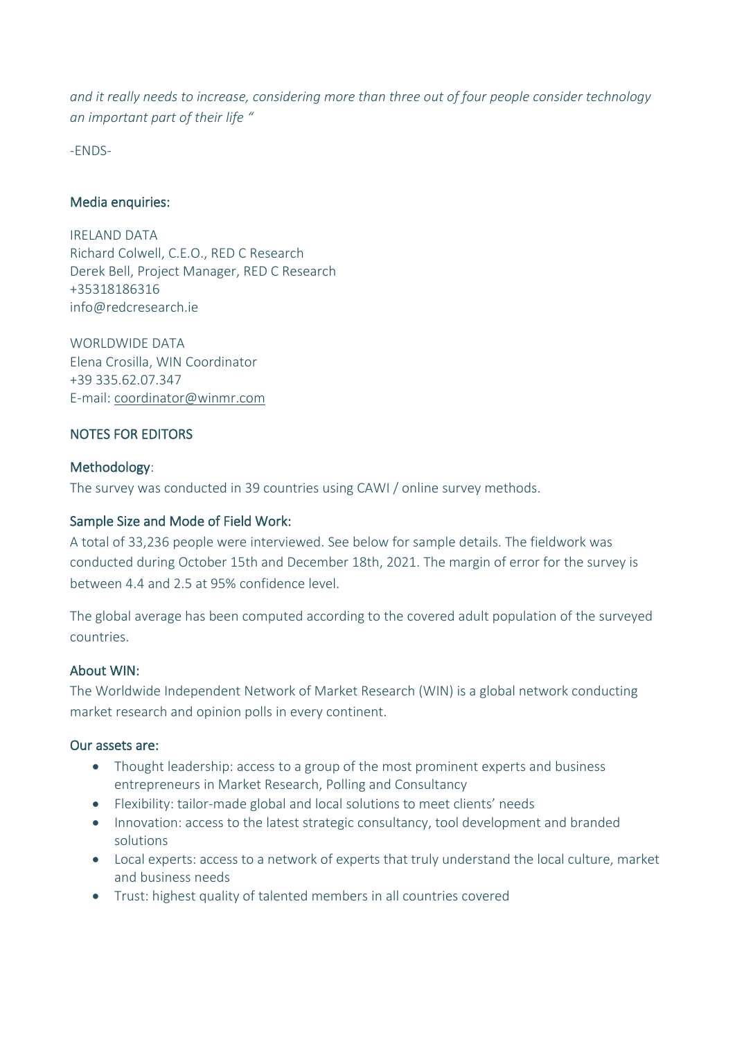*and it really needs to increase, considering more than three out of four people consider technology an important part of their life "*

-ENDS-

## Media enquiries:

IRELAND DATA
Richard Colwell, C.E.O., RED C Research
Derek Bell, Project Manager, RED C Research
+35318186316
info@redcresearch.ie

WORLDWIDE DATA
Elena Crosilla, WIN Coordinator
+39 335.62.07.347
E-mail: coordinator@winmr.com

## NOTES FOR EDITORS

### Methodology:

The survey was conducted in 39 countries using CAWI / online survey methods.

### Sample Size and Mode of Field Work:

A total of 33,236 people were interviewed. See below for sample details. The fieldwork was conducted during October 15th and December 18th, 2021. The margin of error for the survey is between 4.4 and 2.5 at 95% confidence level.

The global average has been computed according to the covered adult population of the surveyed countries.

### About WIN:

The Worldwide Independent Network of Market Research (WIN) is a global network conducting market research and opinion polls in every continent.

### Our assets are:

- Thought leadership: access to a group of the most prominent experts and business entrepreneurs in Market Research, Polling and Consultancy
- Flexibility: tailor-made global and local solutions to meet clients' needs
- Innovation: access to the latest strategic consultancy, tool development and branded solutions
- Local experts: access to a network of experts that truly understand the local culture, market and business needs
- Trust: highest quality of talented members in all countries covered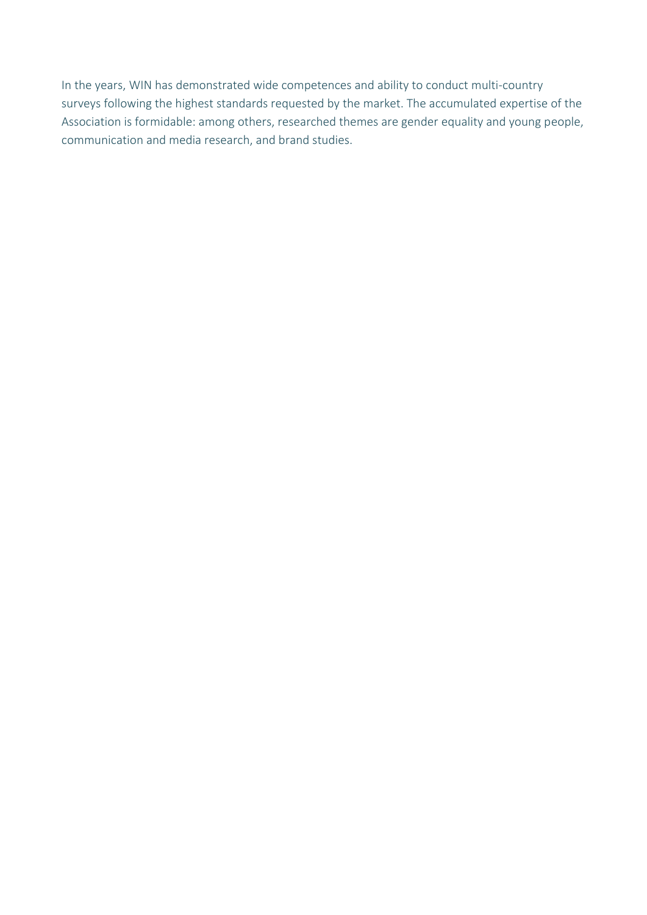In the years, WIN has demonstrated wide competences and ability to conduct multi-country surveys following the highest standards requested by the market. The accumulated expertise of the Association is formidable: among others, researched themes are gender equality and young people, communication and media research, and brand studies.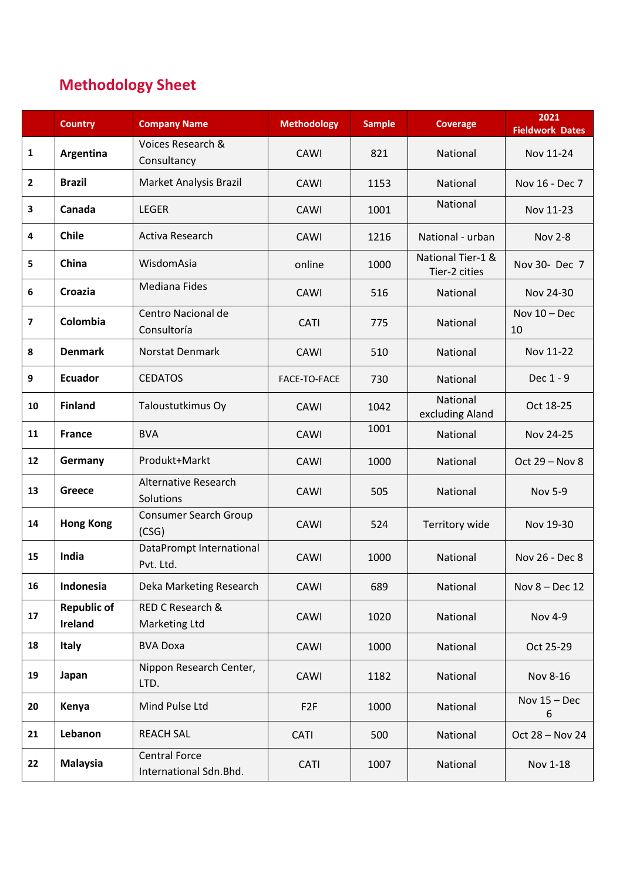## Methodology Sheet

| | Country | Company Name | Methodology | Sample | Coverage | 2021 Fieldwork Dates |
|---|---|---|---|---|---|---|
| 1 | **Argentina** | Voices Research & Consultancy | CAWI | 821 | National | Nov 11-24 |
| 2 | **Brazil** | Market Analysis Brazil | CAWI | 1153 | National | Nov 16 - Dec 7 |
| 3 | **Canada** | LEGER | CAWI | 1001 | National | Nov 11-23 |
| 4 | **Chile** | Activa Research | CAWI | 1216 | National - urban | Nov 2-8 |
| 5 | **China** | WisdomAsia | online | 1000 | National Tier-1 & Tier-2 cities | Nov 30- Dec 7 |
| 6 | **Croazia** | Mediana Fides | CAWI | 516 | National | Nov 24-30 |
| 7 | **Colombia** | Centro Nacional de Consultoría | CATI | 775 | National | Nov 10 – Dec 10 |
| 8 | **Denmark** | Norstat Denmark | CAWI | 510 | National | Nov 11-22 |
| 9 | **Ecuador** | CEDATOS | FACE-TO-FACE | 730 | National | Dec 1 - 9 |
| 10 | **Finland** | Taloustutkimus Oy | CAWI | 1042 | National excluding Aland | Oct 18-25 |
| 11 | **France** | BVA | CAWI | 1001 | National | Nov 24-25 |
| 12 | **Germany** | Produkt+Markt | CAWI | 1000 | National | Oct 29 – Nov 8 |
| 13 | **Greece** | Alternative Research Solutions | CAWI | 505 | National | Nov 5-9 |
| 14 | **Hong Kong** | Consumer Search Group (CSG) | CAWI | 524 | Territory wide | Nov 19-30 |
| 15 | **India** | DataPrompt International Pvt. Ltd. | CAWI | 1000 | National | Nov 26 - Dec 8 |
| 16 | **Indonesia** | Deka Marketing Research | CAWI | 689 | National | Nov 8 – Dec 12 |
| 17 | **Republic of Ireland** | RED C Research & Marketing Ltd | CAWI | 1020 | National | Nov 4-9 |
| 18 | **Italy** | BVA Doxa | CAWI | 1000 | National | Oct 25-29 |
| 19 | **Japan** | Nippon Research Center, LTD. | CAWI | 1182 | National | Nov 8-16 |
| 20 | **Kenya** | Mind Pulse Ltd | F2F | 1000 | National | Nov 15 – Dec 6 |
| 21 | **Lebanon** | REACH SAL | CATI | 500 | National | Oct 28 – Nov 24 |
| 22 | **Malaysia** | Central Force International Sdn.Bhd. | CATI | 1007 | National | Nov 1-18 |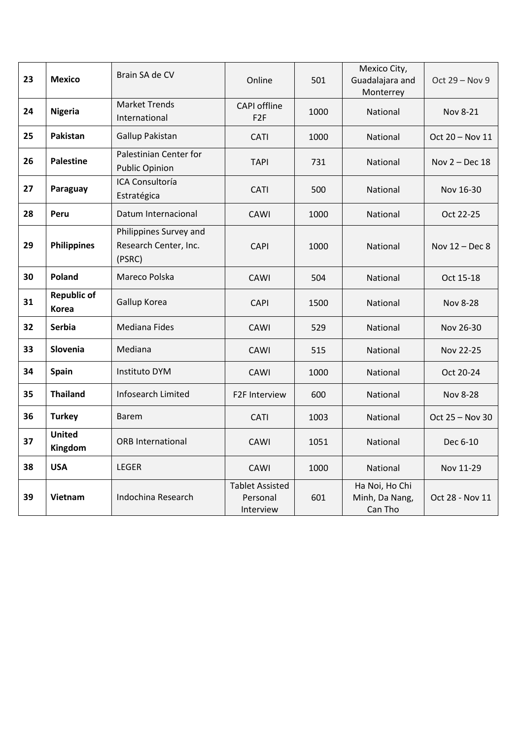| | | | | | | |
|---|---|---|---|---|---|---|
| 23 | **Mexico** | Brain SA de CV | Online | 501 | Mexico City, Guadalajara and Monterrey | Oct 29 – Nov 9 |
| 24 | **Nigeria** | Market Trends International | CAPI offline F2F | 1000 | National | Nov 8-21 |
| 25 | **Pakistan** | Gallup Pakistan | CATI | 1000 | National | Oct 20 – Nov 11 |
| 26 | **Palestine** | Palestinian Center for Public Opinion | TAPI | 731 | National | Nov 2 – Dec 18 |
| 27 | **Paraguay** | ICA Consultoría Estratégica | CATI | 500 | National | Nov 16-30 |
| 28 | **Peru** | Datum Internacional | CAWI | 1000 | National | Oct 22-25 |
| 29 | **Philippines** | Philippines Survey and Research Center, Inc. (PSRC) | CAPI | 1000 | National | Nov 12 – Dec 8 |
| 30 | **Poland** | Mareco Polska | CAWI | 504 | National | Oct 15-18 |
| 31 | **Republic of Korea** | Gallup Korea | CAPI | 1500 | National | Nov 8-28 |
| 32 | **Serbia** | Mediana Fides | CAWI | 529 | National | Nov 26-30 |
| 33 | **Slovenia** | Mediana | CAWI | 515 | National | Nov 22-25 |
| 34 | **Spain** | Instituto DYM | CAWI | 1000 | National | Oct 20-24 |
| 35 | **Thailand** | Infosearch Limited | F2F Interview | 600 | National | Nov 8-28 |
| 36 | **Turkey** | Barem | CATI | 1003 | National | Oct 25 – Nov 30 |
| 37 | **United Kingdom** | ORB International | CAWI | 1051 | National | Dec 6-10 |
| 38 | **USA** | LEGER | CAWI | 1000 | National | Nov 11-29 |
| 39 | **Vietnam** | Indochina Research | Tablet Assisted Personal Interview | 601 | Ha Noi, Ho Chi Minh, Da Nang, Can Tho | Oct 28 - Nov 11 |